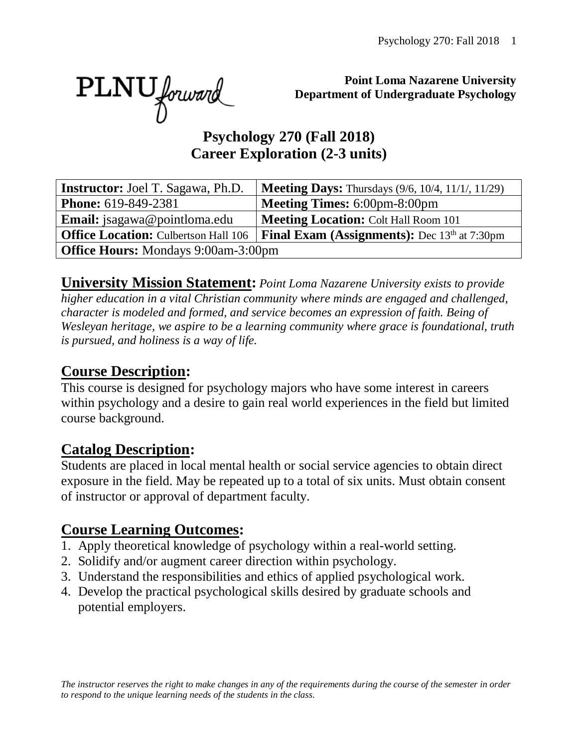**Point Loma Nazarene University**
**Department of Undergraduate Psychology**

# Psychology 270 (Fall 2018)
# Career Exploration (2-3 units)

| **Instructor:** Joel T. Sagawa, Ph.D. | **Meeting Days:** Thursdays (9/6, 10/4, 11/1/, 11/29) |
|---|---|
| **Phone:** 619-849-2381 | **Meeting Times:** 6:00pm-8:00pm |
| **Email:** jsagawa@pointloma.edu | **Meeting Location:** Colt Hall Room 101 |
| **Office Location:** Culbertson Hall 106 | **Final Exam (Assignments):** Dec 13th at 7:30pm |
| **Office Hours:** Mondays 9:00am-3:00pm | |

**University Mission Statement:** *Point Loma Nazarene University exists to provide higher education in a vital Christian community where minds are engaged and challenged, character is modeled and formed, and service becomes an expression of faith. Being of Wesleyan heritage, we aspire to be a learning community where grace is foundational, truth is pursued, and holiness is a way of life.*

## Course Description:

This course is designed for psychology majors who have some interest in careers within psychology and a desire to gain real world experiences in the field but limited course background.

## Catalog Description:

Students are placed in local mental health or social service agencies to obtain direct exposure in the field. May be repeated up to a total of six units. Must obtain consent of instructor or approval of department faculty.

## Course Learning Outcomes:

1. Apply theoretical knowledge of psychology within a real-world setting.
2. Solidify and/or augment career direction within psychology.
3. Understand the responsibilities and ethics of applied psychological work.
4. Develop the practical psychological skills desired by graduate schools and potential employers.

*The instructor reserves the right to make changes in any of the requirements during the course of the semester in order to respond to the unique learning needs of the students in the class.*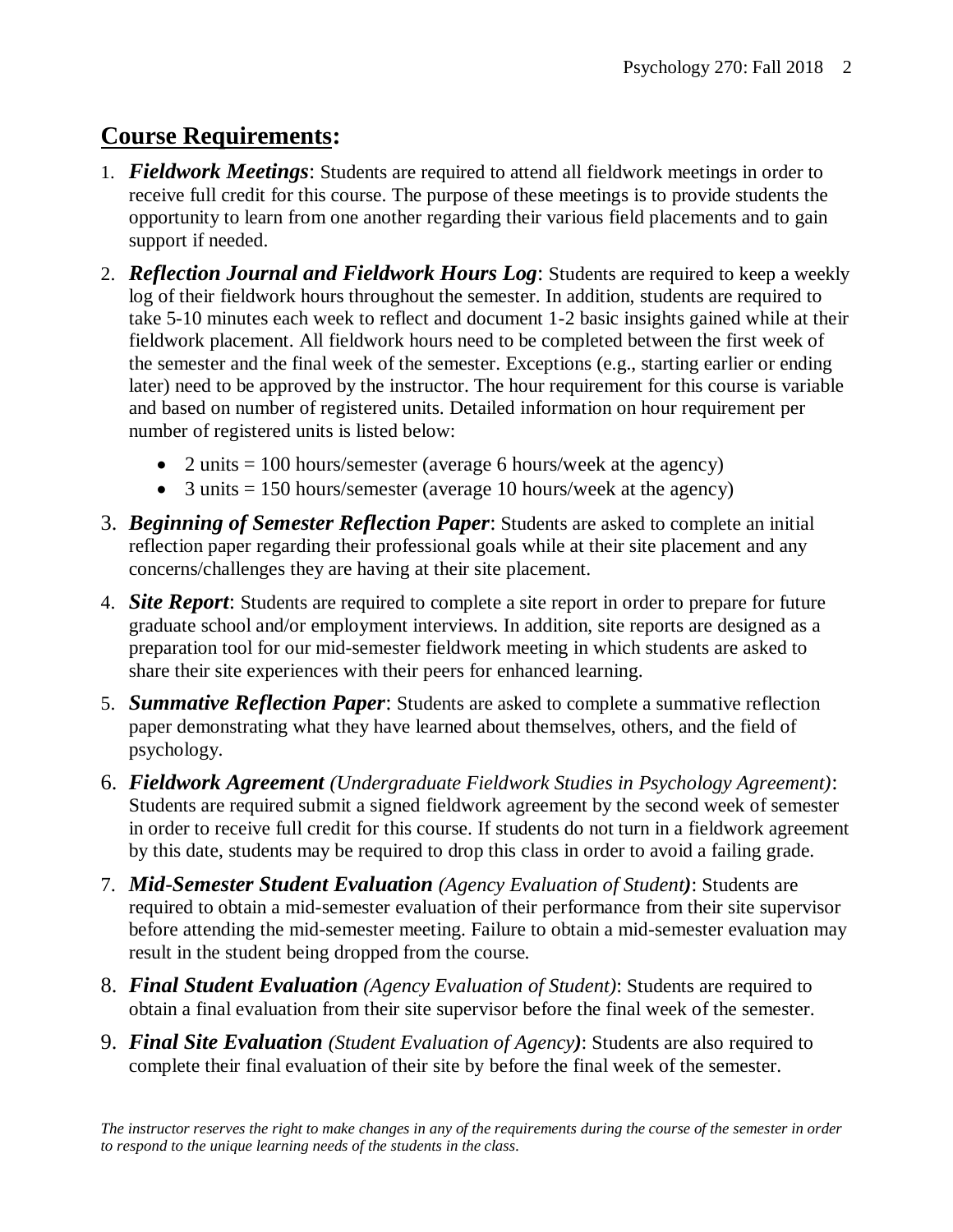## **Course Requirements**:

1. ***Fieldwork Meetings***: Students are required to attend all fieldwork meetings in order to receive full credit for this course. The purpose of these meetings is to provide students the opportunity to learn from one another regarding their various field placements and to gain support if needed.
2. ***Reflection Journal and Fieldwork Hours Log***: Students are required to keep a weekly log of their fieldwork hours throughout the semester. In addition, students are required to take 5-10 minutes each week to reflect and document 1-2 basic insights gained while at their fieldwork placement. All fieldwork hours need to be completed between the first week of the semester and the final week of the semester. Exceptions (e.g., starting earlier or ending later) need to be approved by the instructor. The hour requirement for this course is variable and based on number of registered units. Detailed information on hour requirement per number of registered units is listed below:
   - 2 units = 100 hours/semester (average 6 hours/week at the agency)
   - 3 units = 150 hours/semester (average 10 hours/week at the agency)
3. ***Beginning of Semester Reflection Paper***: Students are asked to complete an initial reflection paper regarding their professional goals while at their site placement and any concerns/challenges they are having at their site placement.
4. ***Site Report***: Students are required to complete a site report in order to prepare for future graduate school and/or employment interviews. In addition, site reports are designed as a preparation tool for our mid-semester fieldwork meeting in which students are asked to share their site experiences with their peers for enhanced learning.
5. ***Summative Reflection Paper***: Students are asked to complete a summative reflection paper demonstrating what they have learned about themselves, others, and the field of psychology.
6. ***Fieldwork Agreement*** *(Undergraduate Fieldwork Studies in Psychology Agreement)*: Students are required submit a signed fieldwork agreement by the second week of semester in order to receive full credit for this course. If students do not turn in a fieldwork agreement by this date, students may be required to drop this class in order to avoid a failing grade.
7. ***Mid-Semester Student Evaluation*** *(Agency Evaluation of Student)*: Students are required to obtain a mid-semester evaluation of their performance from their site supervisor before attending the mid-semester meeting. Failure to obtain a mid-semester evaluation may result in the student being dropped from the course.
8. ***Final Student Evaluation*** *(Agency Evaluation of Student)*: Students are required to obtain a final evaluation from their site supervisor before the final week of the semester.
9. ***Final Site Evaluation*** *(Student Evaluation of Agency)*: Students are also required to complete their final evaluation of their site by before the final week of the semester.

*The instructor reserves the right to make changes in any of the requirements during the course of the semester in order to respond to the unique learning needs of the students in the class.*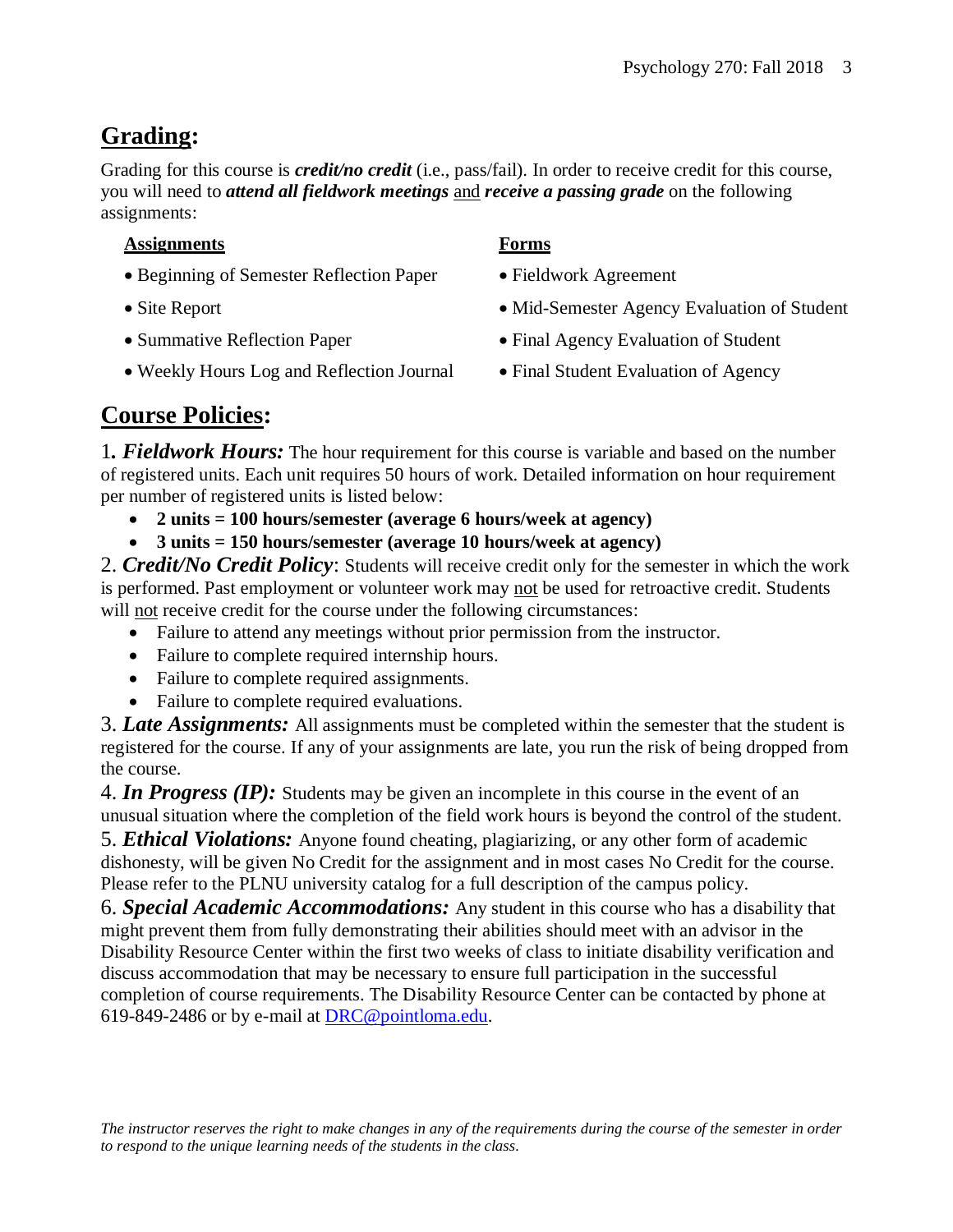## Grading:

Grading for this course is ***credit/no credit*** (i.e., pass/fail). In order to receive credit for this course, you will need to ***attend all fieldwork meetings*** and ***receive a passing grade*** on the following assignments:

| **Assignments** | **Forms** |
|---|---|
| • Beginning of Semester Reflection Paper | • Fieldwork Agreement |
| • Site Report | • Mid-Semester Agency Evaluation of Student |
| • Summative Reflection Paper | • Final Agency Evaluation of Student |
| • Weekly Hours Log and Reflection Journal | • Final Student Evaluation of Agency |

## Course Policies:

1. ***Fieldwork Hours:*** The hour requirement for this course is variable and based on the number of registered units. Each unit requires 50 hours of work. Detailed information on hour requirement per number of registered units is listed below:

- **2 units = 100 hours/semester (average 6 hours/week at agency)**
- **3 units = 150 hours/semester (average 10 hours/week at agency)**

2. ***Credit/No Credit Policy***: Students will receive credit only for the semester in which the work is performed. Past employment or volunteer work may not be used for retroactive credit. Students will not receive credit for the course under the following circumstances:

- Failure to attend any meetings without prior permission from the instructor.
- Failure to complete required internship hours.
- Failure to complete required assignments.
- Failure to complete required evaluations.

3. ***Late Assignments:*** All assignments must be completed within the semester that the student is registered for the course. If any of your assignments are late, you run the risk of being dropped from the course.

4. ***In Progress (IP):*** Students may be given an incomplete in this course in the event of an unusual situation where the completion of the field work hours is beyond the control of the student.

5. ***Ethical Violations:*** Anyone found cheating, plagiarizing, or any other form of academic dishonesty, will be given No Credit for the assignment and in most cases No Credit for the course. Please refer to the PLNU university catalog for a full description of the campus policy.

6. ***Special Academic Accommodations:*** Any student in this course who has a disability that might prevent them from fully demonstrating their abilities should meet with an advisor in the Disability Resource Center within the first two weeks of class to initiate disability verification and discuss accommodation that may be necessary to ensure full participation in the successful completion of course requirements. The Disability Resource Center can be contacted by phone at 619-849-2486 or by e-mail at DRC@pointloma.edu.

*The instructor reserves the right to make changes in any of the requirements during the course of the semester in order to respond to the unique learning needs of the students in the class.*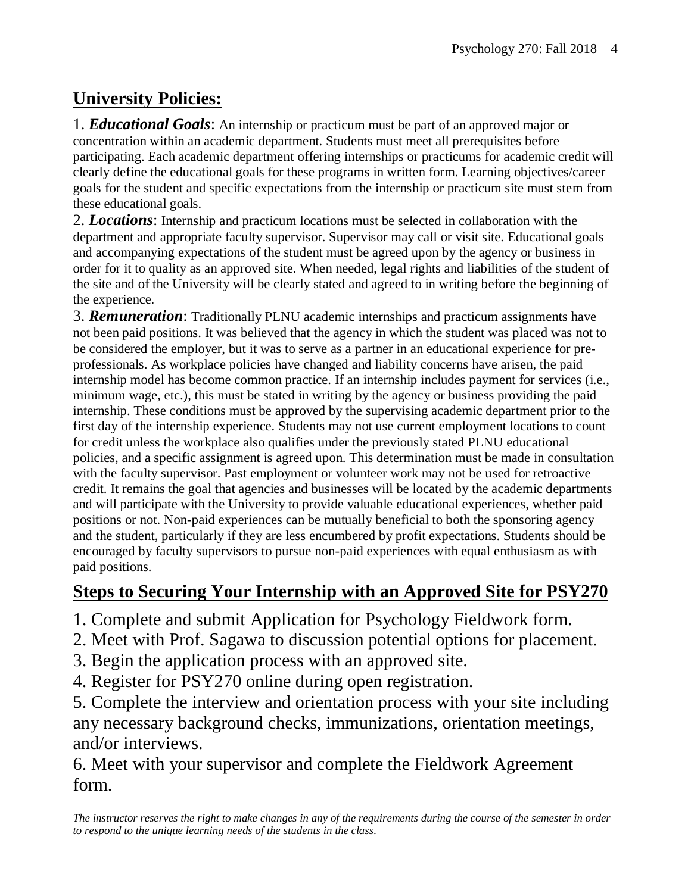## University Policies:

1. ***Educational Goals***: An internship or practicum must be part of an approved major or concentration within an academic department. Students must meet all prerequisites before participating. Each academic department offering internships or practicums for academic credit will clearly define the educational goals for these programs in written form. Learning objectives/career goals for the student and specific expectations from the internship or practicum site must stem from these educational goals.

2. ***Locations***: Internship and practicum locations must be selected in collaboration with the department and appropriate faculty supervisor. Supervisor may call or visit site. Educational goals and accompanying expectations of the student must be agreed upon by the agency or business in order for it to quality as an approved site. When needed, legal rights and liabilities of the student of the site and of the University will be clearly stated and agreed to in writing before the beginning of the experience.

3. ***Remuneration***: Traditionally PLNU academic internships and practicum assignments have not been paid positions. It was believed that the agency in which the student was placed was not to be considered the employer, but it was to serve as a partner in an educational experience for pre-professionals. As workplace policies have changed and liability concerns have arisen, the paid internship model has become common practice. If an internship includes payment for services (i.e., minimum wage, etc.), this must be stated in writing by the agency or business providing the paid internship. These conditions must be approved by the supervising academic department prior to the first day of the internship experience. Students may not use current employment locations to count for credit unless the workplace also qualifies under the previously stated PLNU educational policies, and a specific assignment is agreed upon. This determination must be made in consultation with the faculty supervisor. Past employment or volunteer work may not be used for retroactive credit. It remains the goal that agencies and businesses will be located by the academic departments and will participate with the University to provide valuable educational experiences, whether paid positions or not. Non-paid experiences can be mutually beneficial to both the sponsoring agency and the student, particularly if they are less encumbered by profit expectations. Students should be encouraged by faculty supervisors to pursue non-paid experiences with equal enthusiasm as with paid positions.

## Steps to Securing Your Internship with an Approved Site for PSY270

1. Complete and submit Application for Psychology Fieldwork form.
2. Meet with Prof. Sagawa to discussion potential options for placement.
3. Begin the application process with an approved site.
4. Register for PSY270 online during open registration.
5. Complete the interview and orientation process with your site including any necessary background checks, immunizations, orientation meetings, and/or interviews.
6. Meet with your supervisor and complete the Fieldwork Agreement form.

*The instructor reserves the right to make changes in any of the requirements during the course of the semester in order to respond to the unique learning needs of the students in the class.*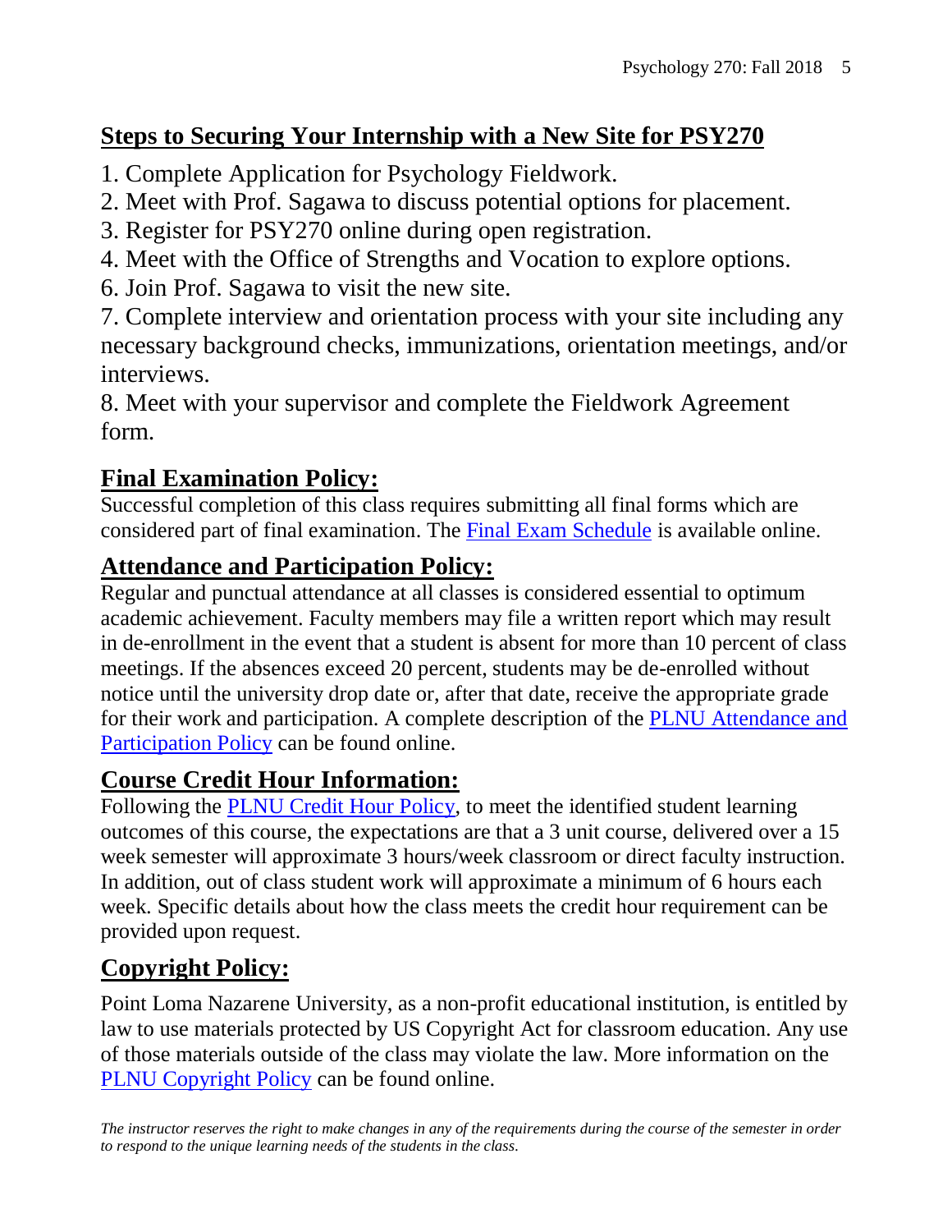## Steps to Securing Your Internship with a New Site for PSY270

1. Complete Application for Psychology Fieldwork.
2. Meet with Prof. Sagawa to discuss potential options for placement.
3. Register for PSY270 online during open registration.
4. Meet with the Office of Strengths and Vocation to explore options.
6. Join Prof. Sagawa to visit the new site.
7. Complete interview and orientation process with your site including any necessary background checks, immunizations, orientation meetings, and/or interviews.
8. Meet with your supervisor and complete the Fieldwork Agreement form.

## Final Examination Policy:

Successful completion of this class requires submitting all final forms which are considered part of final examination. The Final Exam Schedule is available online.

## Attendance and Participation Policy:

Regular and punctual attendance at all classes is considered essential to optimum academic achievement. Faculty members may file a written report which may result in de-enrollment in the event that a student is absent for more than 10 percent of class meetings. If the absences exceed 20 percent, students may be de-enrolled without notice until the university drop date or, after that date, receive the appropriate grade for their work and participation. A complete description of the PLNU Attendance and Participation Policy can be found online.

## Course Credit Hour Information:

Following the PLNU Credit Hour Policy, to meet the identified student learning outcomes of this course, the expectations are that a 3 unit course, delivered over a 15 week semester will approximate 3 hours/week classroom or direct faculty instruction. In addition, out of class student work will approximate a minimum of 6 hours each week. Specific details about how the class meets the credit hour requirement can be provided upon request.

## Copyright Policy:

Point Loma Nazarene University, as a non-profit educational institution, is entitled by law to use materials protected by US Copyright Act for classroom education. Any use of those materials outside of the class may violate the law. More information on the PLNU Copyright Policy can be found online.

*The instructor reserves the right to make changes in any of the requirements during the course of the semester in order to respond to the unique learning needs of the students in the class.*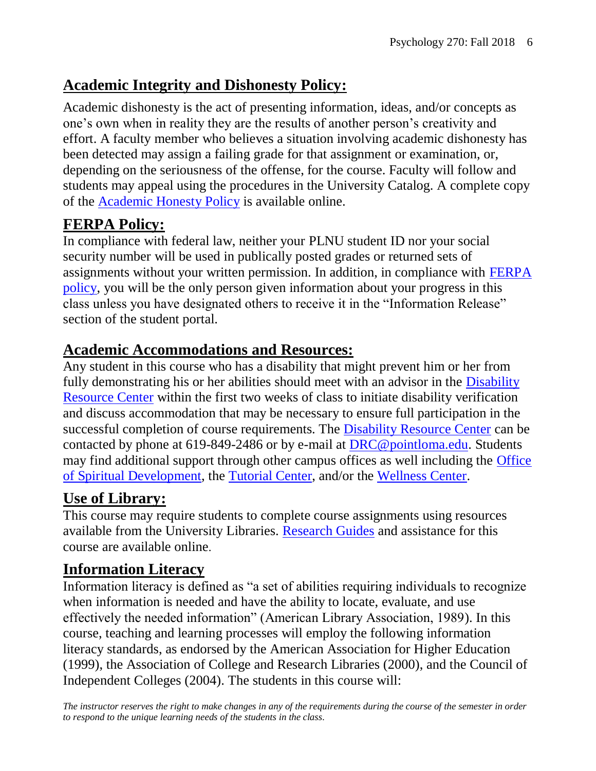## **Academic Integrity and Dishonesty Policy:**

Academic dishonesty is the act of presenting information, ideas, and/or concepts as one's own when in reality they are the results of another person's creativity and effort. A faculty member who believes a situation involving academic dishonesty has been detected may assign a failing grade for that assignment or examination, or, depending on the seriousness of the offense, for the course. Faculty will follow and students may appeal using the procedures in the University Catalog. A complete copy of the Academic Honesty Policy is available online.

## **FERPA Policy:**

In compliance with federal law, neither your PLNU student ID nor your social security number will be used in publically posted grades or returned sets of assignments without your written permission. In addition, in compliance with FERPA policy, you will be the only person given information about your progress in this class unless you have designated others to receive it in the "Information Release" section of the student portal.

## **Academic Accommodations and Resources:**

Any student in this course who has a disability that might prevent him or her from fully demonstrating his or her abilities should meet with an advisor in the Disability Resource Center within the first two weeks of class to initiate disability verification and discuss accommodation that may be necessary to ensure full participation in the successful completion of course requirements. The Disability Resource Center can be contacted by phone at 619-849-2486 or by e-mail at DRC@pointloma.edu. Students may find additional support through other campus offices as well including the Office of Spiritual Development, the Tutorial Center, and/or the Wellness Center.

## **Use of Library:**

This course may require students to complete course assignments using resources available from the University Libraries. Research Guides and assistance for this course are available online.

## **Information Literacy**

Information literacy is defined as "a set of abilities requiring individuals to recognize when information is needed and have the ability to locate, evaluate, and use effectively the needed information" (American Library Association, 1989). In this course, teaching and learning processes will employ the following information literacy standards, as endorsed by the American Association for Higher Education (1999), the Association of College and Research Libraries (2000), and the Council of Independent Colleges (2004). The students in this course will:

*The instructor reserves the right to make changes in any of the requirements during the course of the semester in order to respond to the unique learning needs of the students in the class.*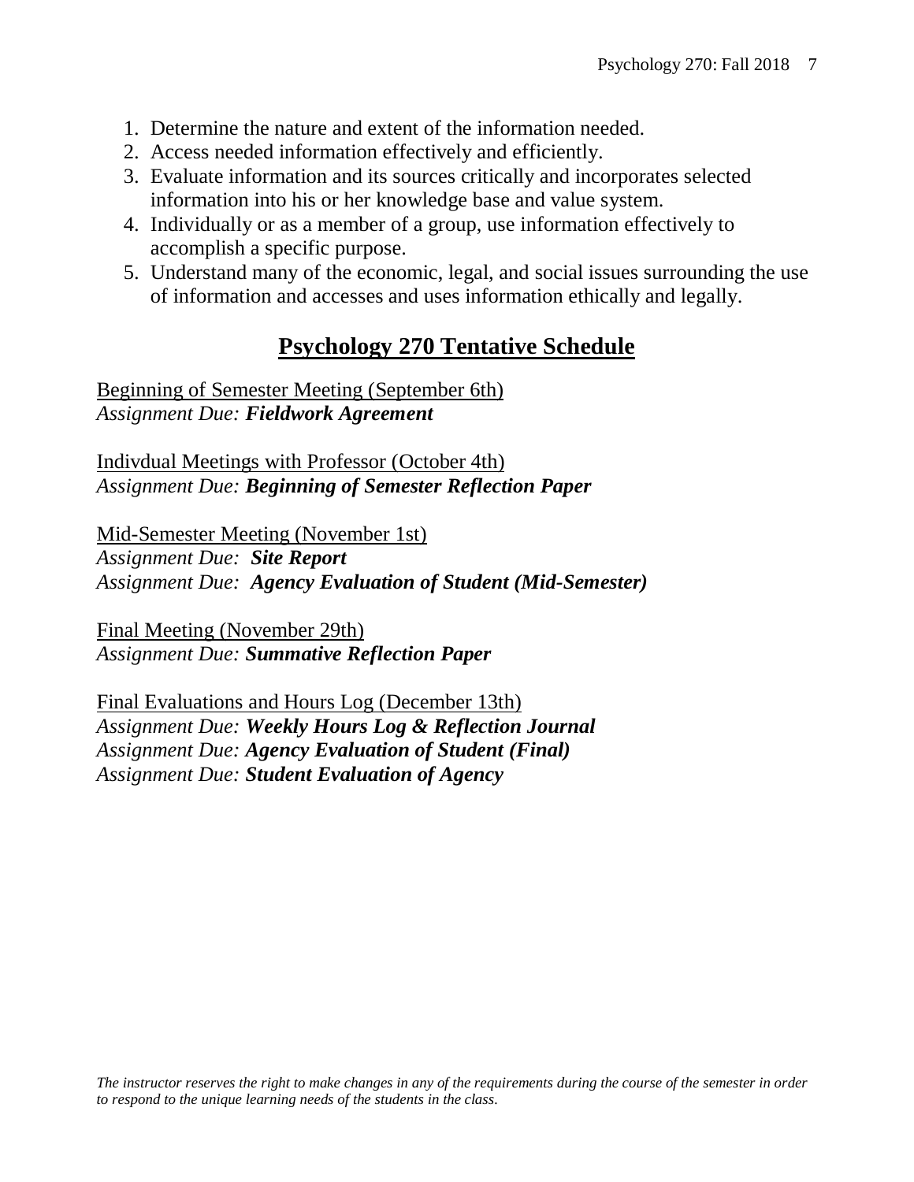1. Determine the nature and extent of the information needed.
2. Access needed information effectively and efficiently.
3. Evaluate information and its sources critically and incorporates selected information into his or her knowledge base and value system.
4. Individually or as a member of a group, use information effectively to accomplish a specific purpose.
5. Understand many of the economic, legal, and social issues surrounding the use of information and accesses and uses information ethically and legally.

## Psychology 270 Tentative Schedule

Beginning of Semester Meeting (September 6th)
*Assignment Due: **Fieldwork Agreement***

Indivdual Meetings with Professor (October 4th)
*Assignment Due: **Beginning of Semester Reflection Paper***

Mid-Semester Meeting (November 1st)
*Assignment Due: **Site Report***
*Assignment Due: **Agency Evaluation of Student (Mid-Semester)***

Final Meeting (November 29th)
*Assignment Due: **Summative Reflection Paper***

Final Evaluations and Hours Log (December 13th)
*Assignment Due: **Weekly Hours Log & Reflection Journal***
*Assignment Due: **Agency Evaluation of Student (Final)***
*Assignment Due: **Student Evaluation of Agency***

*The instructor reserves the right to make changes in any of the requirements during the course of the semester in order to respond to the unique learning needs of the students in the class.*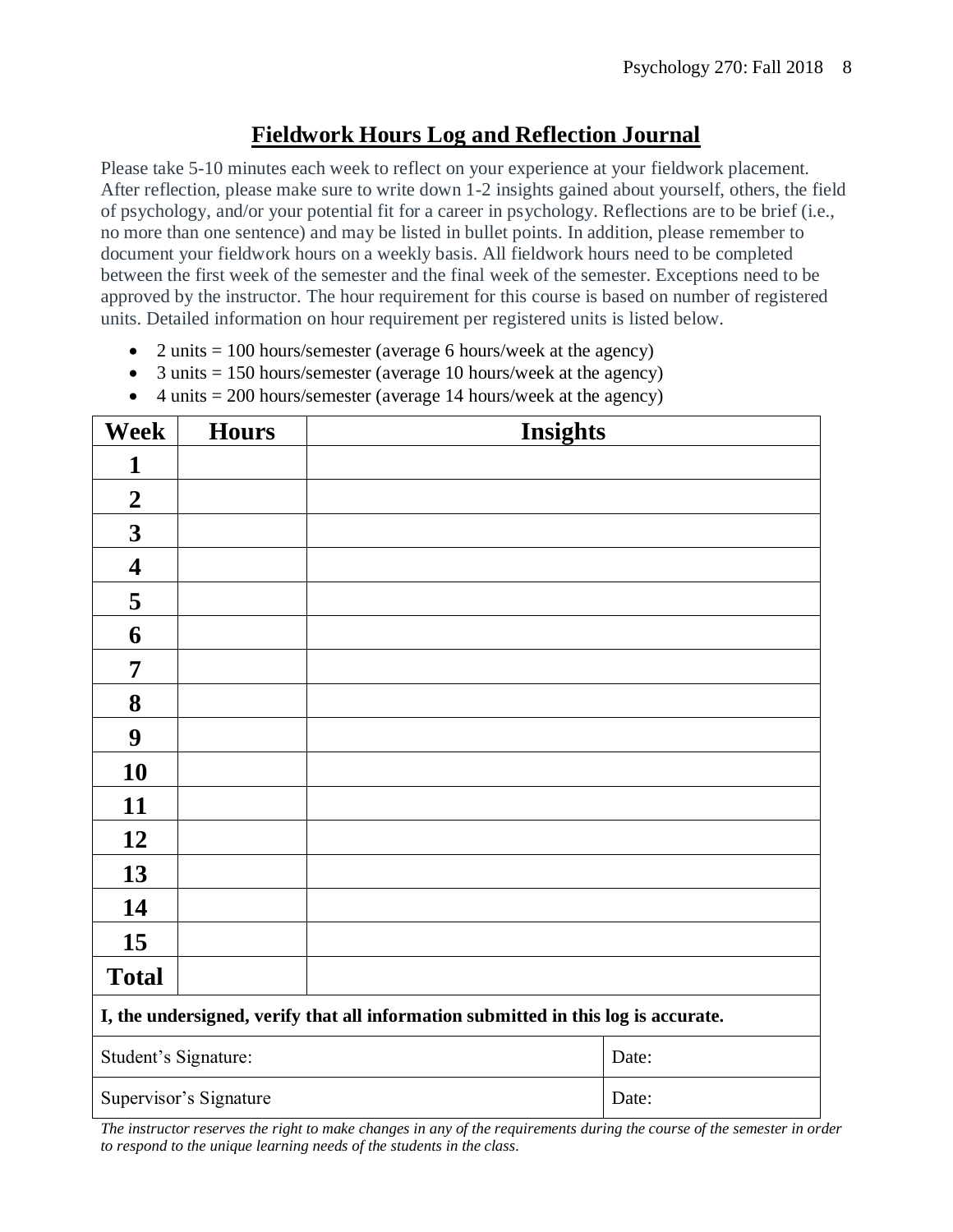## Fieldwork Hours Log and Reflection Journal

Please take 5-10 minutes each week to reflect on your experience at your fieldwork placement. After reflection, please make sure to write down 1-2 insights gained about yourself, others, the field of psychology, and/or your potential fit for a career in psychology. Reflections are to be brief (i.e., no more than one sentence) and may be listed in bullet points. In addition, please remember to document your fieldwork hours on a weekly basis. All fieldwork hours need to be completed between the first week of the semester and the final week of the semester. Exceptions need to be approved by the instructor. The hour requirement for this course is based on number of registered units. Detailed information on hour requirement per registered units is listed below.

- 2 units = 100 hours/semester (average 6 hours/week at the agency)
- 3 units = 150 hours/semester (average 10 hours/week at the agency)
- 4 units = 200 hours/semester (average 14 hours/week at the agency)

| Week | Hours | Insights | |
|---|---|---|---|
| **1** | | | |
| **2** | | | |
| **3** | | | |
| **4** | | | |
| **5** | | | |
| **6** | | | |
| **7** | | | |
| **8** | | | |
| **9** | | | |
| **10** | | | |
| **11** | | | |
| **12** | | | |
| **13** | | | |
| **14** | | | |
| **15** | | | |
| **Total** | | | |
| **I, the undersigned, verify that all information submitted in this log is accurate.** | | | |
| Student's Signature: | | | Date: |
| Supervisor's Signature | | | Date: |

*The instructor reserves the right to make changes in any of the requirements during the course of the semester in order to respond to the unique learning needs of the students in the class.*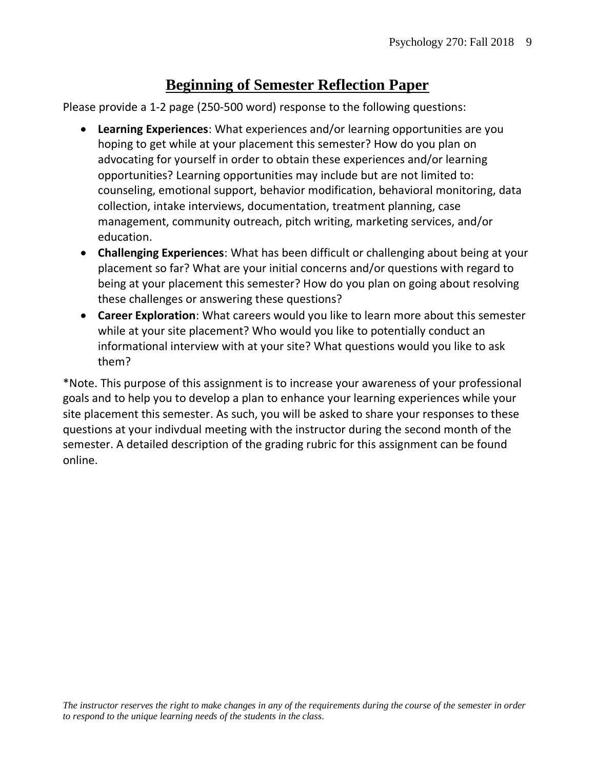# Beginning of Semester Reflection Paper

Please provide a 1-2 page (250-500 word) response to the following questions:

- **Learning Experiences**: What experiences and/or learning opportunities are you hoping to get while at your placement this semester? How do you plan on advocating for yourself in order to obtain these experiences and/or learning opportunities? Learning opportunities may include but are not limited to: counseling, emotional support, behavior modification, behavioral monitoring, data collection, intake interviews, documentation, treatment planning, case management, community outreach, pitch writing, marketing services, and/or education.
- **Challenging Experiences**: What has been difficult or challenging about being at your placement so far? What are your initial concerns and/or questions with regard to being at your placement this semester? How do you plan on going about resolving these challenges or answering these questions?
- **Career Exploration**: What careers would you like to learn more about this semester while at your site placement? Who would you like to potentially conduct an informational interview with at your site? What questions would you like to ask them?

*Note. This purpose of this assignment is to increase your awareness of your professional goals and to help you to develop a plan to enhance your learning experiences while your site placement this semester. As such, you will be asked to share your responses to these questions at your indivdual meeting with the instructor during the second month of the semester. A detailed description of the grading rubric for this assignment can be found online.

*The instructor reserves the right to make changes in any of the requirements during the course of the semester in order to respond to the unique learning needs of the students in the class.*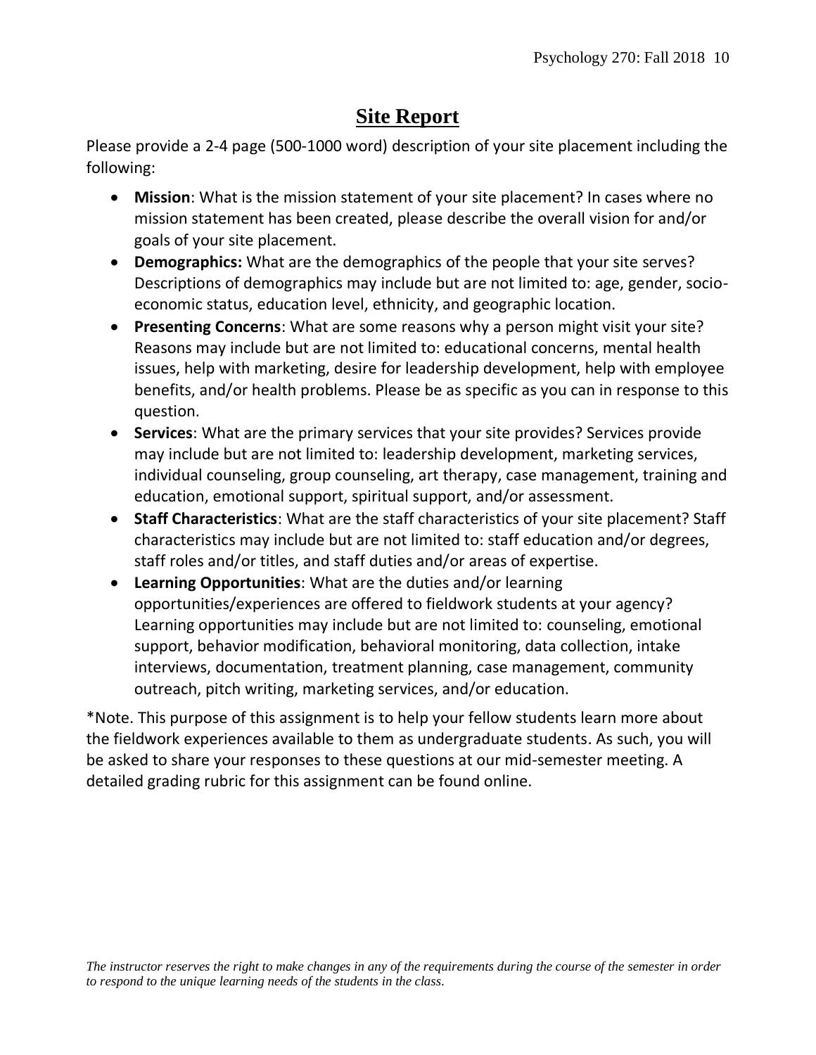# Site Report

Please provide a 2-4 page (500-1000 word) description of your site placement including the following:

- **Mission**: What is the mission statement of your site placement? In cases where no mission statement has been created, please describe the overall vision for and/or goals of your site placement.
- **Demographics:** What are the demographics of the people that your site serves? Descriptions of demographics may include but are not limited to: age, gender, socio-economic status, education level, ethnicity, and geographic location.
- **Presenting Concerns**: What are some reasons why a person might visit your site? Reasons may include but are not limited to: educational concerns, mental health issues, help with marketing, desire for leadership development, help with employee benefits, and/or health problems. Please be as specific as you can in response to this question.
- **Services**: What are the primary services that your site provides? Services provide may include but are not limited to: leadership development, marketing services, individual counseling, group counseling, art therapy, case management, training and education, emotional support, spiritual support, and/or assessment.
- **Staff Characteristics**: What are the staff characteristics of your site placement? Staff characteristics may include but are not limited to: staff education and/or degrees, staff roles and/or titles, and staff duties and/or areas of expertise.
- **Learning Opportunities**: What are the duties and/or learning opportunities/experiences are offered to fieldwork students at your agency? Learning opportunities may include but are not limited to: counseling, emotional support, behavior modification, behavioral monitoring, data collection, intake interviews, documentation, treatment planning, case management, community outreach, pitch writing, marketing services, and/or education.

*Note. This purpose of this assignment is to help your fellow students learn more about the fieldwork experiences available to them as undergraduate students. As such, you will be asked to share your responses to these questions at our mid-semester meeting. A detailed grading rubric for this assignment can be found online.

*The instructor reserves the right to make changes in any of the requirements during the course of the semester in order to respond to the unique learning needs of the students in the class.*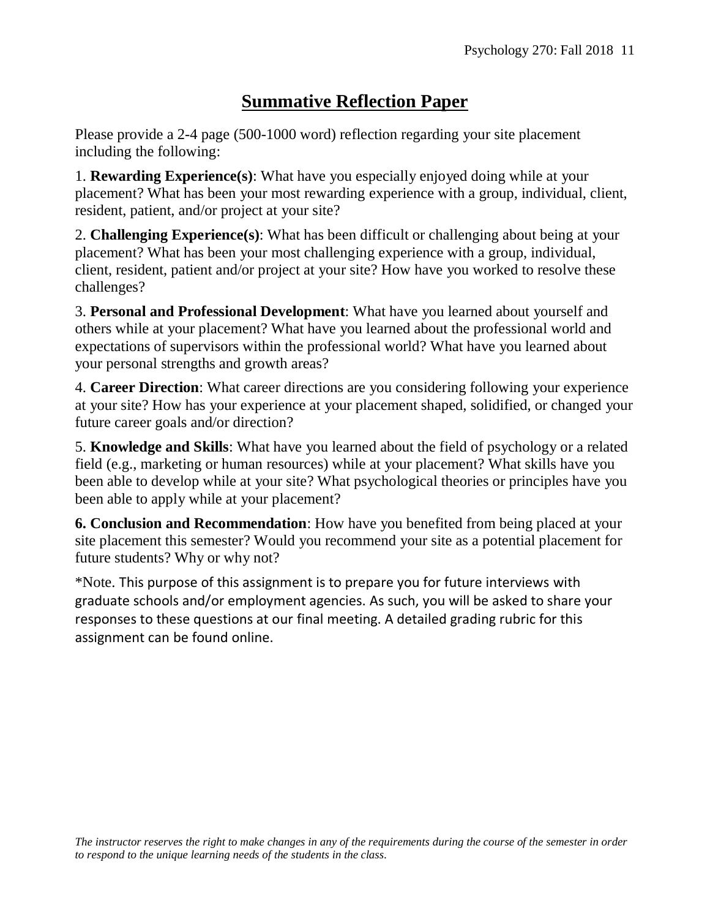# Summative Reflection Paper

Please provide a 2-4 page (500-1000 word) reflection regarding your site placement including the following:

1. **Rewarding Experience(s)**: What have you especially enjoyed doing while at your placement? What has been your most rewarding experience with a group, individual, client, resident, patient, and/or project at your site?

2. **Challenging Experience(s)**: What has been difficult or challenging about being at your placement? What has been your most challenging experience with a group, individual, client, resident, patient and/or project at your site? How have you worked to resolve these challenges?

3. **Personal and Professional Development**: What have you learned about yourself and others while at your placement? What have you learned about the professional world and expectations of supervisors within the professional world? What have you learned about your personal strengths and growth areas?

4. **Career Direction**: What career directions are you considering following your experience at your site? How has your experience at your placement shaped, solidified, or changed your future career goals and/or direction?

5. **Knowledge and Skills**: What have you learned about the field of psychology or a related field (e.g., marketing or human resources) while at your placement? What skills have you been able to develop while at your site? What psychological theories or principles have you been able to apply while at your placement?

**6. Conclusion and Recommendation**: How have you benefited from being placed at your site placement this semester? Would you recommend your site as a potential placement for future students? Why or why not?

*Note. This purpose of this assignment is to prepare you for future interviews with graduate schools and/or employment agencies. As such, you will be asked to share your responses to these questions at our final meeting. A detailed grading rubric for this assignment can be found online.

*The instructor reserves the right to make changes in any of the requirements during the course of the semester in order to respond to the unique learning needs of the students in the class.*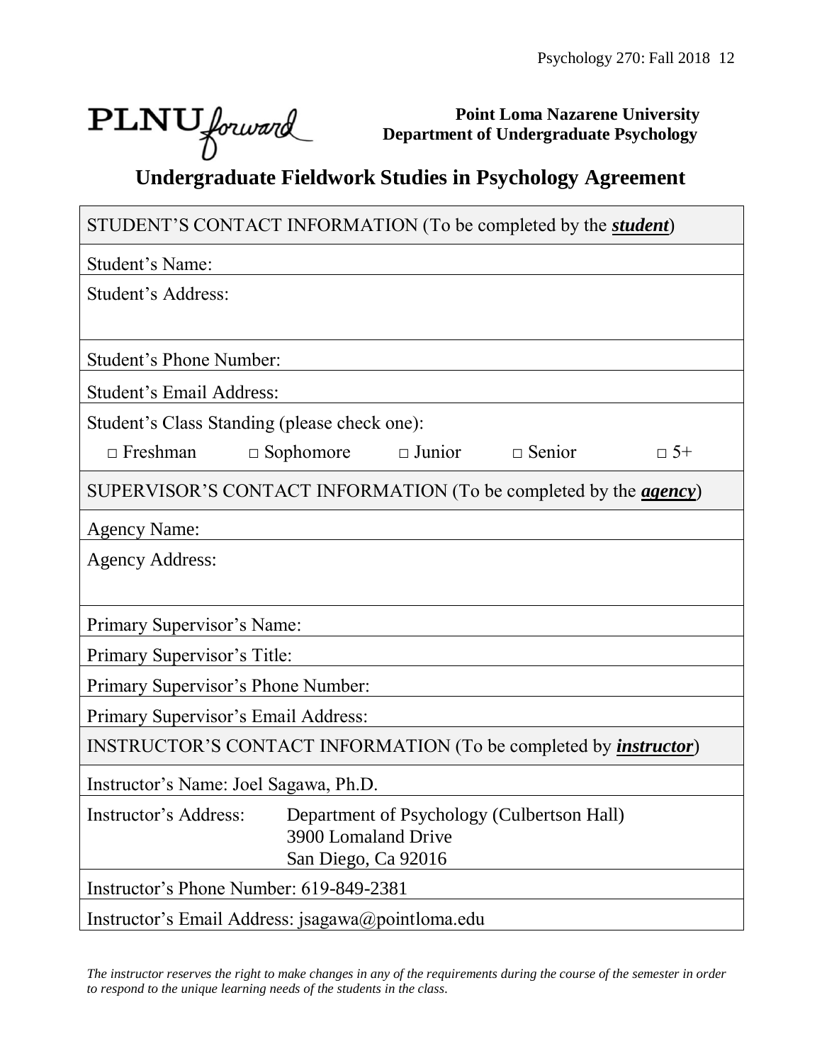PLNU*forward*

**Point Loma Nazarene University**
**Department of Undergraduate Psychology**

# Undergraduate Fieldwork Studies in Psychology Agreement

| STUDENT'S CONTACT INFORMATION (To be completed by the ***student***) |
|---|
| Student's Name: |
| Student's Address: |
| Student's Phone Number: |
| Student's Email Address: |
| Student's Class Standing (please check one): □ Freshman □ Sophomore □ Junior □ Senior □ 5+ |
| SUPERVISOR'S CONTACT INFORMATION (To be completed by the ***agency***) |
| Agency Name: |
| Agency Address: |
| Primary Supervisor's Name: |
| Primary Supervisor's Title: |
| Primary Supervisor's Phone Number: |
| Primary Supervisor's Email Address: |
| INSTRUCTOR'S CONTACT INFORMATION (To be completed by ***instructor***) |
| Instructor's Name: Joel Sagawa, Ph.D. |
| Instructor's Address: Department of Psychology (Culbertson Hall) 3900 Lomaland Drive San Diego, Ca 92016 |
| Instructor's Phone Number: 619-849-2381 |
| Instructor's Email Address: jsagawa@pointloma.edu |

*The instructor reserves the right to make changes in any of the requirements during the course of the semester in order to respond to the unique learning needs of the students in the class.*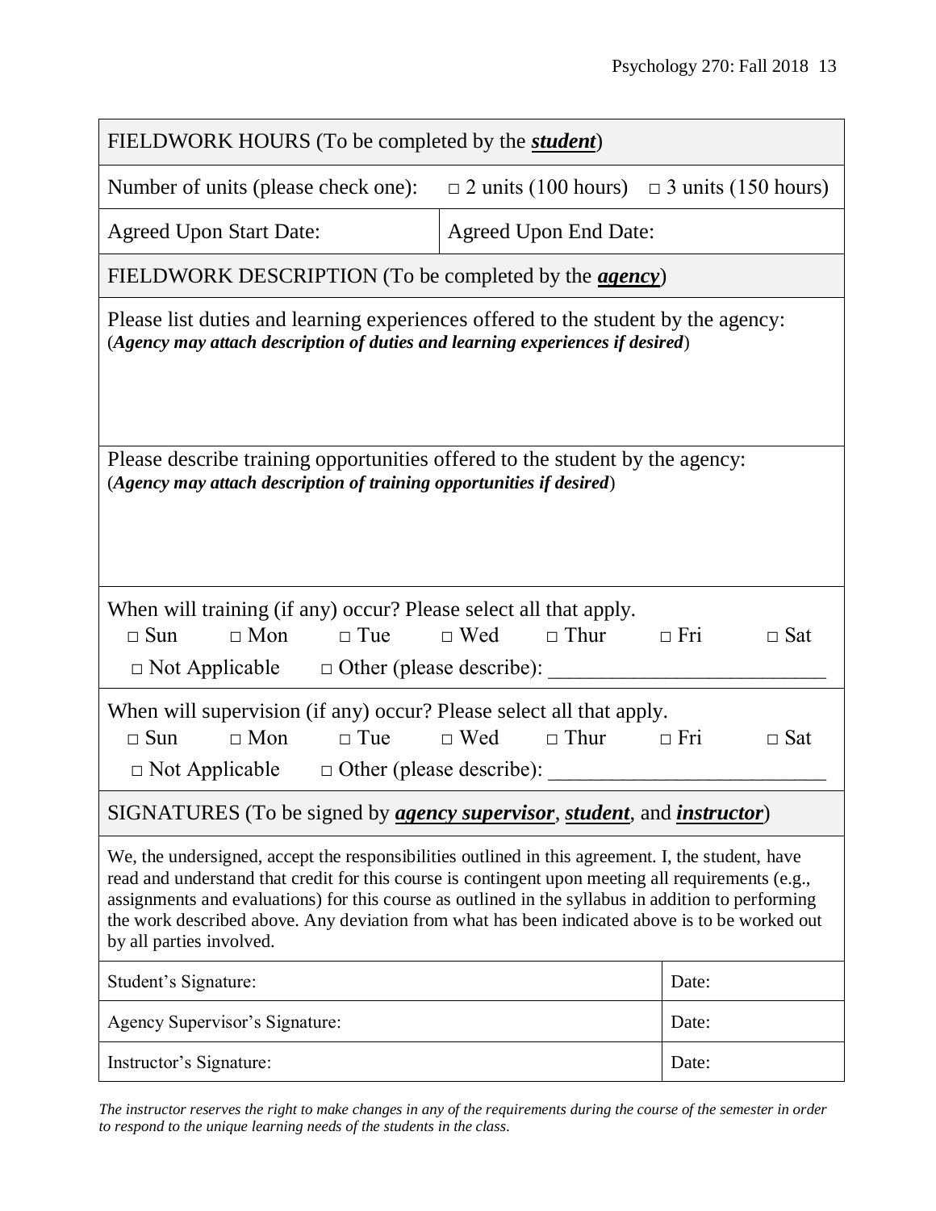| FIELDWORK HOURS (To be completed by the ***student***) | |
|---|---|
| Number of units (please check one): □ 2 units (100 hours) □ 3 units (150 hours) | |
| Agreed Upon Start Date: | Agreed Upon End Date: |

| FIELDWORK DESCRIPTION (To be completed by the ***agency***) |
|---|
| Please list duties and learning experiences offered to the student by the agency: (***Agency may attach description of duties and learning experiences if desired***) |
| Please describe training opportunities offered to the student by the agency: (***Agency may attach description of training opportunities if desired***) |
| When will training (if any) occur? Please select all that apply. □ Sun □ Mon □ Tue □ Wed □ Thur □ Fri □ Sat □ Not Applicable □ Other (please describe): ___________________________ |
| When will supervision (if any) occur? Please select all that apply. □ Sun □ Mon □ Tue □ Wed □ Thur □ Fri □ Sat □ Not Applicable □ Other (please describe): ___________________________ |

| SIGNATURES (To be signed by ***agency supervisor***, ***student***, and ***instructor***) | |
|---|---|
| We, the undersigned, accept the responsibilities outlined in this agreement. I, the student, have read and understand that credit for this course is contingent upon meeting all requirements (e.g., assignments and evaluations) for this course as outlined in the syllabus in addition to performing the work described above. Any deviation from what has been indicated above is to be worked out by all parties involved. | |
| Student's Signature: | Date: |
| Agency Supervisor's Signature: | Date: |
| Instructor's Signature: | Date: |

*The instructor reserves the right to make changes in any of the requirements during the course of the semester in order to respond to the unique learning needs of the students in the class.*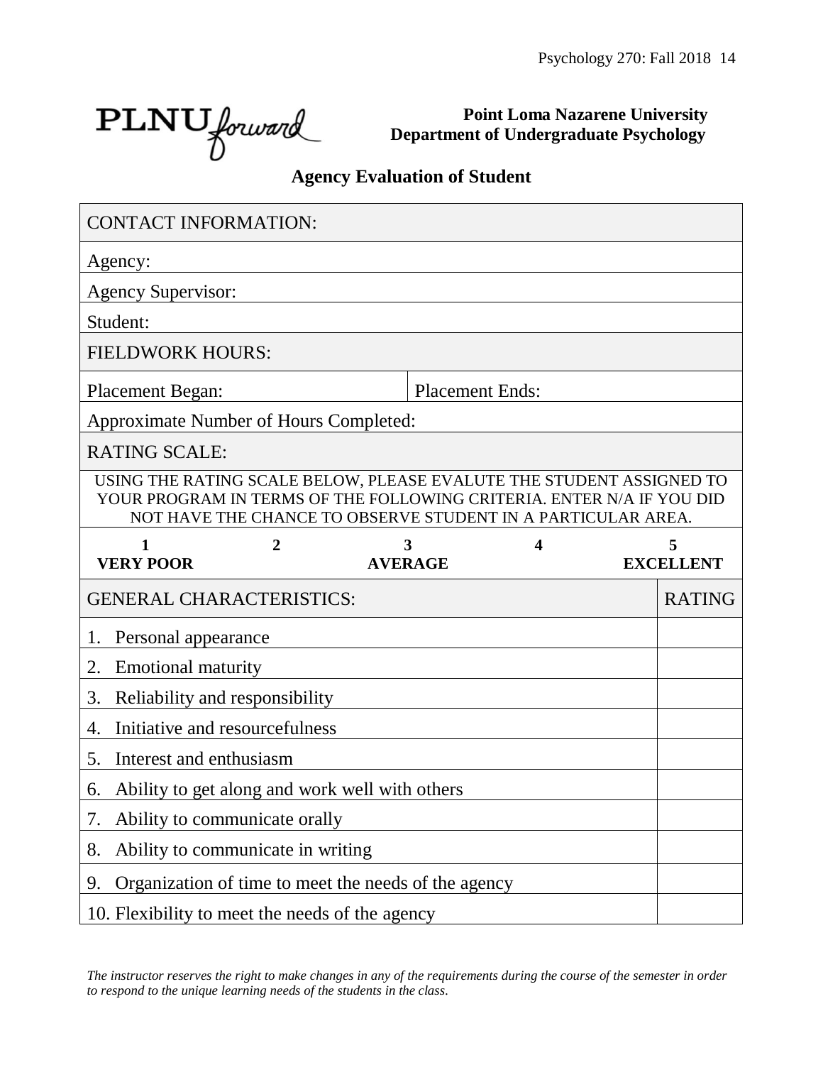PLNU forward

**Point Loma Nazarene University**
**Department of Undergraduate Psychology**

## Agency Evaluation of Student

| CONTACT INFORMATION: | |
|---|---|
| Agency: | |
| Agency Supervisor: | |
| Student: | |
| FIELDWORK HOURS: | |
| Placement Began: | Placement Ends: |
| Approximate Number of Hours Completed: | |
| RATING SCALE: | |

USING THE RATING SCALE BELOW, PLEASE EVALUTE THE STUDENT ASSIGNED TO YOUR PROGRAM IN TERMS OF THE FOLLOWING CRITERIA. ENTER N/A IF YOU DID NOT HAVE THE CHANCE TO OBSERVE STUDENT IN A PARTICULAR AREA.

| 1 | 2 | 3 | 4 | 5 |
|---|---|---|---|---|
| **VERY POOR** | | **AVERAGE** | | **EXCELLENT** |

| GENERAL CHARACTERISTICS: | RATING |
|---|---|
| 1. Personal appearance | |
| 2. Emotional maturity | |
| 3. Reliability and responsibility | |
| 4. Initiative and resourcefulness | |
| 5. Interest and enthusiasm | |
| 6. Ability to get along and work well with others | |
| 7. Ability to communicate orally | |
| 8. Ability to communicate in writing | |
| 9. Organization of time to meet the needs of the agency | |
| 10. Flexibility to meet the needs of the agency | |

*The instructor reserves the right to make changes in any of the requirements during the course of the semester in order to respond to the unique learning needs of the students in the class.*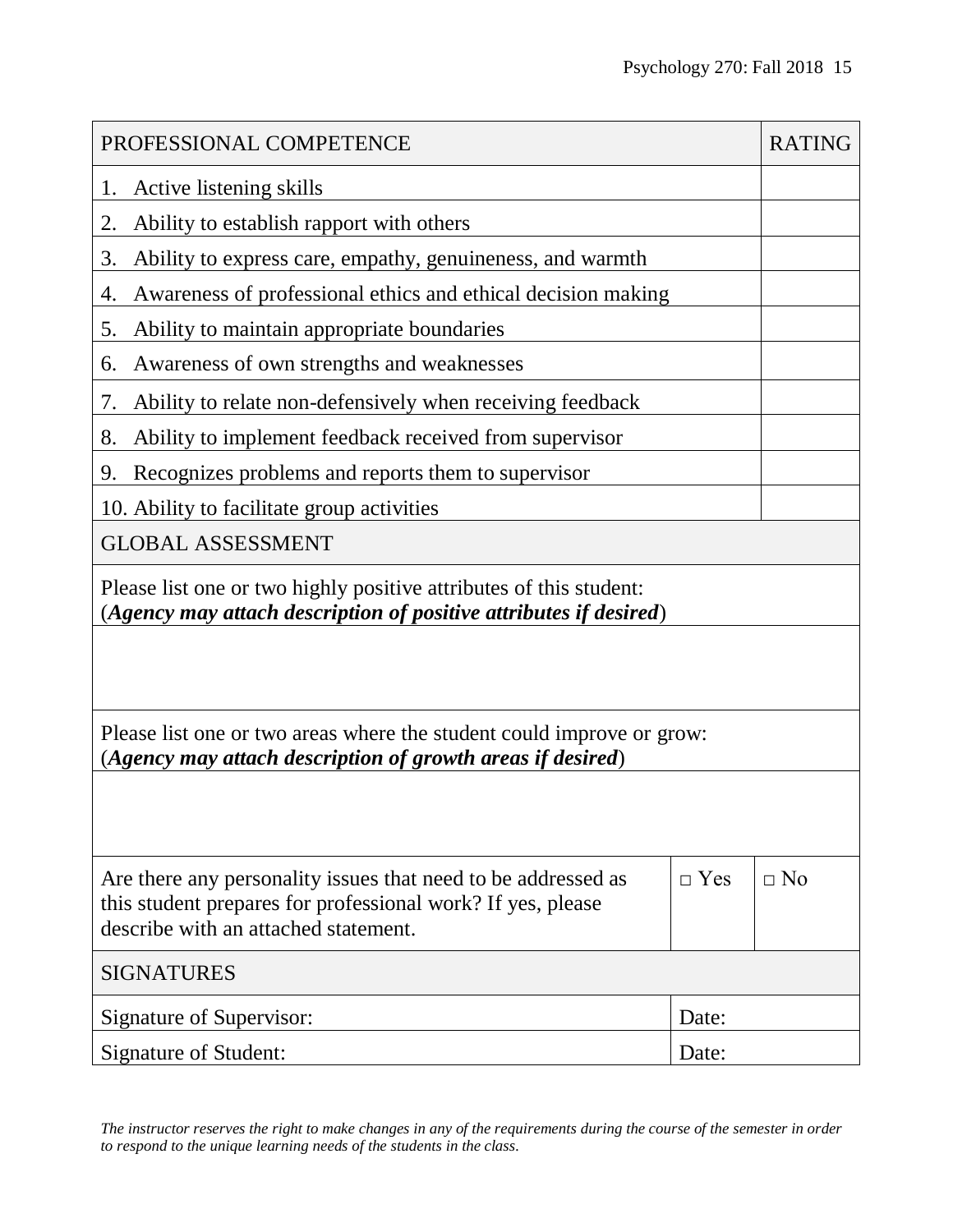| PROFESSIONAL COMPETENCE | RATING |
| --- | --- |
| 1. Active listening skills | |
| 2. Ability to establish rapport with others | |
| 3. Ability to express care, empathy, genuineness, and warmth | |
| 4. Awareness of professional ethics and ethical decision making | |
| 5. Ability to maintain appropriate boundaries | |
| 6. Awareness of own strengths and weaknesses | |
| 7. Ability to relate non-defensively when receiving feedback | |
| 8. Ability to implement feedback received from supervisor | |
| 9. Recognizes problems and reports them to supervisor | |
| 10. Ability to facilitate group activities | |

| GLOBAL ASSESSMENT | | |
| --- | --- | --- |
| Please list one or two highly positive attributes of this student: (***Agency may attach description of positive attributes if desired***) | | |
| | | |
| Please list one or two areas where the student could improve or grow: (***Agency may attach description of growth areas if desired***) | | |
| | | |
| Are there any personality issues that need to be addressed as this student prepares for professional work? If yes, please describe with an attached statement. | □ Yes | □ No |

| SIGNATURES | |
| --- | --- |
| Signature of Supervisor: | Date: |
| Signature of Student: | Date: |

*The instructor reserves the right to make changes in any of the requirements during the course of the semester in order to respond to the unique learning needs of the students in the class.*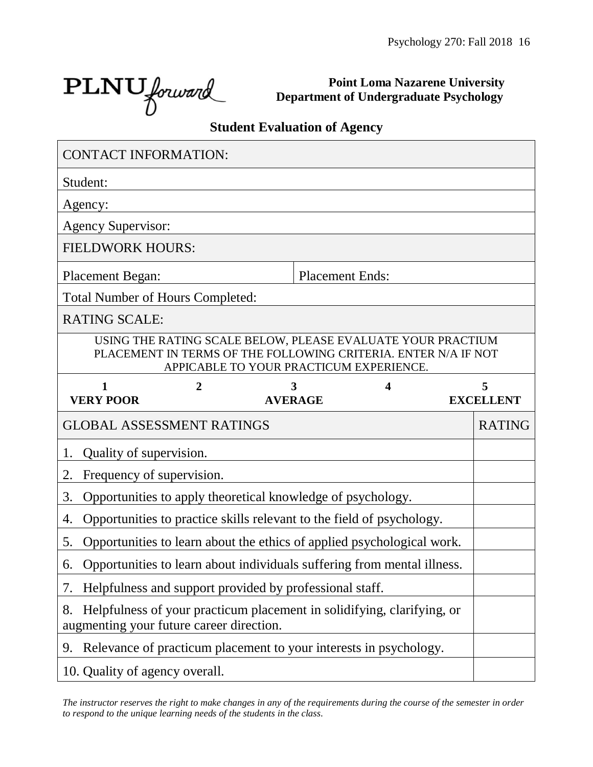**Point Loma Nazarene University**
**Department of Undergraduate Psychology**

## Student Evaluation of Agency

| CONTACT INFORMATION: | |
|---|---|
| Student: | |
| Agency: | |
| Agency Supervisor: | |
| FIELDWORK HOURS: | |
| Placement Began: | Placement Ends: |
| Total Number of Hours Completed: | |
| RATING SCALE: | |

USING THE RATING SCALE BELOW, PLEASE EVALUATE YOUR PRACTIUM PLACEMENT IN TERMS OF THE FOLLOWING CRITERIA. ENTER N/A IF NOT APPICABLE TO YOUR PRACTICUM EXPERIENCE.

| 1 | 2 | 3 | 4 | 5 |
|---|---|---|---|---|
| **VERY POOR** | | **AVERAGE** | | **EXCELLENT** |

| GLOBAL ASSESSMENT RATINGS | RATING |
|---|---|
| 1. Quality of supervision. | |
| 2. Frequency of supervision. | |
| 3. Opportunities to apply theoretical knowledge of psychology. | |
| 4. Opportunities to practice skills relevant to the field of psychology. | |
| 5. Opportunities to learn about the ethics of applied psychological work. | |
| 6. Opportunities to learn about individuals suffering from mental illness. | |
| 7. Helpfulness and support provided by professional staff. | |
| 8. Helpfulness of your practicum placement in solidifying, clarifying, or augmenting your future career direction. | |
| 9. Relevance of practicum placement to your interests in psychology. | |
| 10. Quality of agency overall. | |

*The instructor reserves the right to make changes in any of the requirements during the course of the semester in order to respond to the unique learning needs of the students in the class.*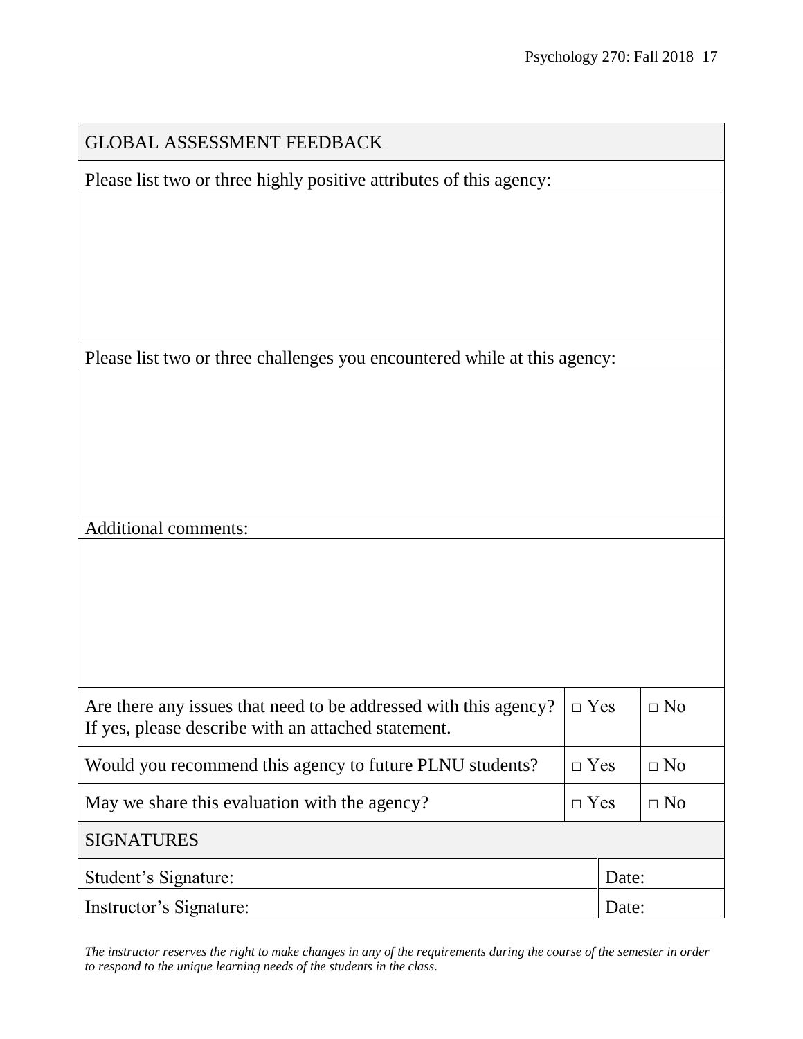| GLOBAL ASSESSMENT FEEDBACK | | |
| --- | --- | --- |
| Please list two or three highly positive attributes of this agency: | | |
| | | |
| Please list two or three challenges you encountered while at this agency: | | |
| | | |
| Additional comments: | | |
| | | |
| Are there any issues that need to be addressed with this agency? If yes, please describe with an attached statement. | □ Yes | □ No |
| Would you recommend this agency to future PLNU students? | □ Yes | □ No |
| May we share this evaluation with the agency? | □ Yes | □ No |

| SIGNATURES | |
| --- | --- |
| Student's Signature: | Date: |
| Instructor's Signature: | Date: |

*The instructor reserves the right to make changes in any of the requirements during the course of the semester in order to respond to the unique learning needs of the students in the class.*